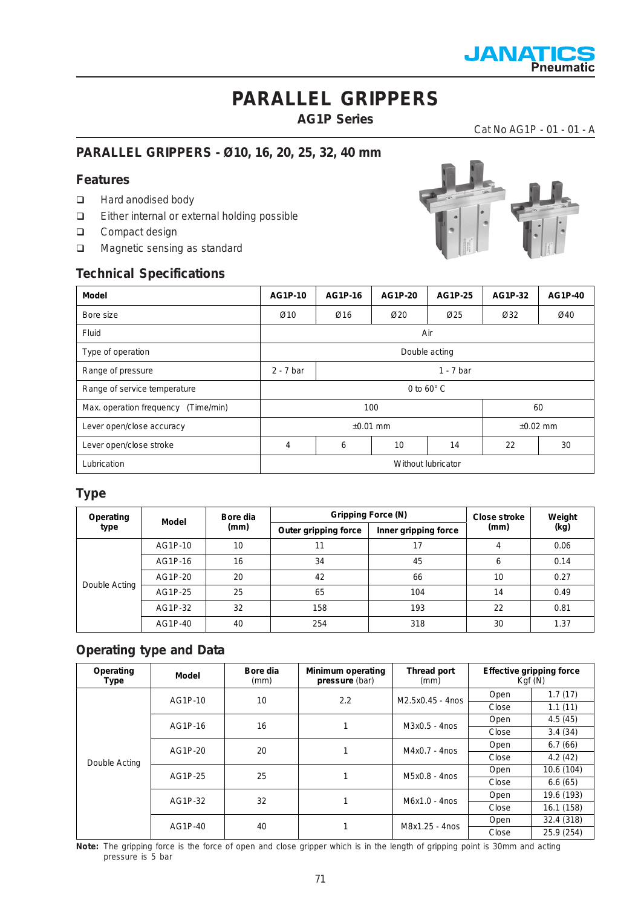JANATICS Pneumatic

# PARALLEL GRIPPERS

## AG1P Series

Cat No AG1P - 01 - 01 - A

## PARALLEL GRIPPERS - Ø10, 16, 20, 25, 32, 40 mm

### Features

- Hard anodised body
- Either internal or external holding possible
- Compact design
- Magnetic sensing as standard

### Technical Specifications

| Model | AG1P-10 | AG1P-16 | AG1P-20 | AG1P-25 | AG1P-32 | AG1P-40 |
|---|---|---|---|---|---|---|
| Bore size | Ø10 | Ø16 | Ø20 | Ø25 | Ø32 | Ø40 |
| Fluid | Air | | | | | |
| Type of operation | Double acting | | | | | |
| Range of pressure | 2 - 7 bar | 1 - 7 bar | | | | |
| Range of service temperature | 0 to 60° C | | | | | |
| Max. operation frequency (Time/min) | 100 | | | | 60 | |
| Lever open/close accuracy | ±0.01 mm | | | | ±0.02 mm | |
| Lever open/close stroke | 4 | 6 | 10 | 14 | 22 | 30 |
| Lubrication | Without lubricator | | | | | |

### Type

| Operating type | Model | Bore dia (mm) | Gripping Force (N) | | Close stroke (mm) | Weight (kg) |
|---|---|---|---|---|---|---|
| | | | Outer gripping force | Inner gripping force | | |
| Double Acting | AG1P-10 | 10 | 11 | 17 | 4 | 0.06 |
| | AG1P-16 | 16 | 34 | 45 | 6 | 0.14 |
| | AG1P-20 | 20 | 42 | 66 | 10 | 0.27 |
| | AG1P-25 | 25 | 65 | 104 | 14 | 0.49 |
| | AG1P-32 | 32 | 158 | 193 | 22 | 0.81 |
| | AG1P-40 | 40 | 254 | 318 | 30 | 1.37 |

### Operating type and Data

| Operating Type | Model | Bore dia (mm) | Minimum operating pressure (bar) | Thread port (mm) | Effective gripping force Kgf (N) | |
|---|---|---|---|---|---|---|
| Double Acting | AG1P-10 | 10 | 2.2 | M2.5x0.45 - 4nos | Open | 1.7 (17) |
| | | | | | Close | 1.1 (11) |
| | AG1P-16 | 16 | 1 | M3x0.5 - 4nos | Open | 4.5 (45) |
| | | | | | Close | 3.4 (34) |
| | AG1P-20 | 20 | 1 | M4x0.7 - 4nos | Open | 6.7 (66) |
| | | | | | Close | 4.2 (42) |
| | AG1P-25 | 25 | 1 | M5x0.8 - 4nos | Open | 10.6 (104) |
| | | | | | Close | 6.6 (65) |
| | AG1P-32 | 32 | 1 | M6x1.0 - 4nos | Open | 19.6 (193) |
| | | | | | Close | 16.1 (158) |
| | AG1P-40 | 40 | 1 | M8x1.25 - 4nos | Open | 32.4 (318) |
| | | | | | Close | 25.9 (254) |

**Note:** The gripping force is the force of open and close gripper which is in the length of gripping point is 30mm and acting pressure is 5 bar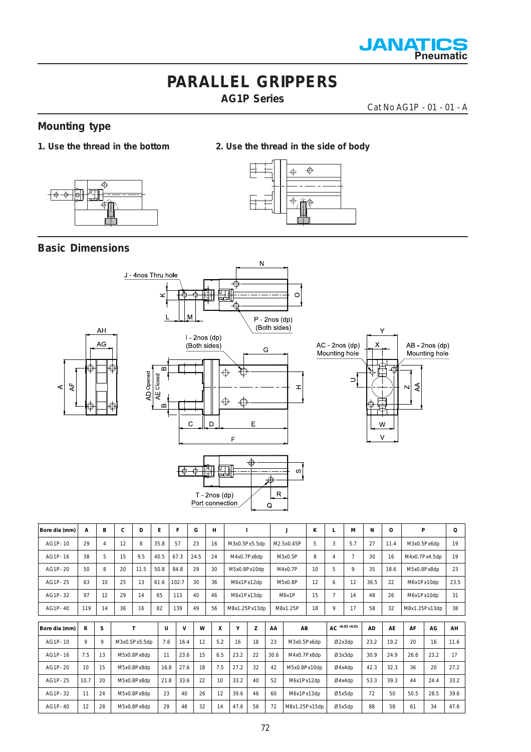# PARALLEL GRIPPERS

## AG1P Series

Cat No AG1P - 01 - 01 - A

## Mounting type

**1. Use the thread in the bottom**

**2. Use the thread in the side of body**

## Basic Dimensions

J - 4nos Thru hole

P - 2nos (dp) (Both sides)

I - 2nos (dp) (Both sides)

AC - 2nos (dp) Mounting hole

AB - 2nos (dp) Mounting hole

T - 2nos (dp) Port connection

| Bore dia (mm) | A | B | C | D | E | F | G | H | I | J | K | L | M | N | O | P | Q |
|---|---|---|---|---|---|---|---|---|---|---|---|---|---|---|---|---|---|
| AG1P- 10 | 29 | 4 | 12 | 8 | 35.8 | 57 | 23 | 16 | M3x0.5P x5.5dp | M2.5x0.45P | 5 | 3 | 5.7 | 27 | 11.4 | M3x0.5P x6dp | 19 |
| AG1P- 16 | 38 | 5 | 15 | 9.5 | 40.5 | 67.3 | 24.5 | 24 | M4x0.7P x8dp | M3x0.5P | 8 | 4 | 7 | 30 | 16 | M4x0.7P x4.5dp | 19 |
| AG1P- 20 | 50 | 8 | 20 | 11.5 | 50.8 | 84.8 | 29 | 30 | M5x0.8P x10dp | M4x0.7P | 10 | 5 | 9 | 35 | 18.6 | M5x0.8P x8dp | 23 |
| AG1P- 25 | 63 | 10 | 25 | 13 | 61.6 | 102.7 | 30 | 36 | M6x1P x12dp | M5x0.8P | 12 | 6 | 12 | 36.5 | 22 | M6x1P x10dp | 23.5 |
| AG1P- 32 | 97 | 12 | 29 | 14 | 65 | 113 | 40 | 46 | M6x1P x13dp | M6x1P | 15 | 7 | 14 | 48 | 26 | M6x1P x10dp | 31 |
| AG1P- 40 | 119 | 14 | 36 | 16 | 82 | 139 | 49 | 56 | M8x1.25P x13dp | M8x1.25P | 18 | 9 | 17 | 58 | 32 | M8x1.25P x13dp | 38 |

| Bore dia (mm) | R | S | T | U | V | W | X | Y | Z | AA | AB | AC $^{+0.03\ +0.01}$ | AD | AE | AF | AG | AH |
|---|---|---|---|---|---|---|---|---|---|---|---|---|---|---|---|---|---|
| AG1P- 10 | 9 | 9 | M3x0.5P x5.5dp | 7.6 | 16.4 | 12 | 5.2 | 16 | 18 | 23 | M3x0.5P x6dp | Ø2x3dp | 23.2 | 19.2 | 20 | 16 | 11.6 |
| AG1P- 16 | 7.5 | 13 | M5x0.8P x8dp | 11 | 23.6 | 15 | 6.5 | 23.2 | 22 | 30.6 | M4x0.7P x8dp | Ø3x3dp | 30.9 | 24.9 | 26.6 | 23.2 | 17 |
| AG1P- 20 | 10 | 15 | M5x0.8P x8dp | 16.8 | 27.6 | 18 | 7.5 | 27.2 | 32 | 42 | M5x0.8P x10dp | Ø4x4dp | 42.3 | 32.3 | 36 | 20 | 27.2 |
| AG1P- 25 | 10.7 | 20 | M5x0.8P x8dp | 21.8 | 33.6 | 22 | 10 | 33.2 | 40 | 52 | M6x1P x12dp | Ø4x4dp | 53.3 | 39.3 | 44 | 24.4 | 33.2 |
| AG1P- 32 | 11 | 24 | M5x0.8P x8dp | 23 | 40 | 26 | 12 | 39.6 | 46 | 60 | M6x1P x13dp | Ø5x5dp | 72 | 50 | 50.5 | 28.5 | 39.6 |
| AG1P- 40 | 12 | 28 | M5x0.8P x8dp | 29 | 48 | 32 | 14 | 47.6 | 56 | 72 | M8x1.25P x15dp | Ø5x5dp | 88 | 58 | 61 | 34 | 47.6 |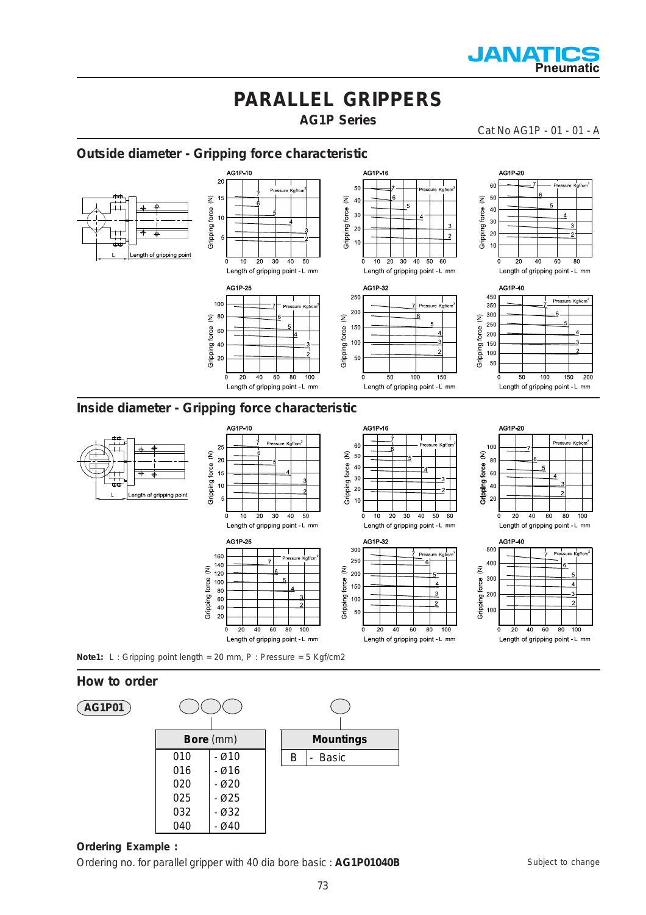# PARALLEL GRIPPERS

## AG1P Series

Cat No AG1P - 01 - 01 - A

## Outside diameter - Gripping force characteristic

AG1P-10, AG1P-16, AG1P-20, AG1P-25, AG1P-32, AG1P-40

Gripping force (N) vs Length of gripping point - L mm; Pressure Kgf/cm²

## Inside diameter - Gripping force characteristic

AG1P-10, AG1P-16, AG1P-20, AG1P-25, AG1P-32, AG1P-40

Gripping force (N) vs Length of gripping point - L mm; Pressure Kgf/cm²

**Note1:** L : Gripping point length = 20 mm, P : Pressure = 5 Kgf/cm2

## How to order

AG1P01 ◯◯◯ ◯

| Bore (mm) | |
|---|---|
| 010 | - Ø10 |
| 016 | - Ø16 |
| 020 | - Ø20 |
| 025 | - Ø25 |
| 032 | - Ø32 |
| 040 | - Ø40 |

| Mountings | |
|---|---|
| B | - Basic |

**Ordering Example :**

Ordering no. for parallel gripper with 40 dia bore basic : **AG1P01040B**

Subject to change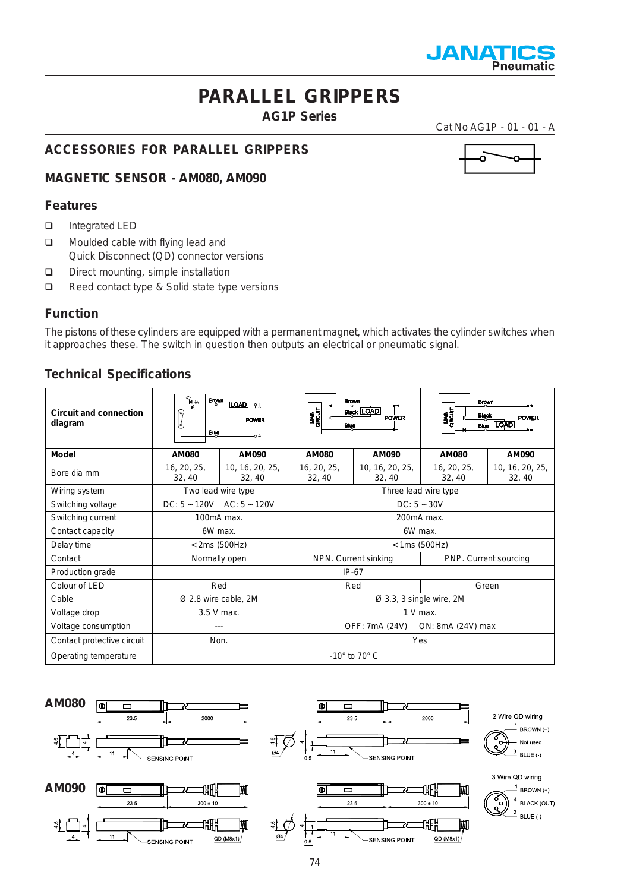# PARALLEL GRIPPERS

**AG1P Series**

Cat No AG1P - 01 - 01 - A

## ACCESSORIES FOR PARALLEL GRIPPERS

## MAGNETIC SENSOR - AM080, AM090

### Features

- Integrated LED
- Moulded cable with flying lead and Quick Disconnect (QD) connector versions
- Direct mounting, simple installation
- Reed contact type & Solid state type versions

### Function

The pistons of these cylinders are equipped with a permanent magnet, which activates the cylinder switches when it approaches these. The switch in question then outputs an electrical or pneumatic signal.

### Technical Specifications

| Circuit and connection diagram | | | | | | |
|---|---|---|---|---|---|---|
| **Model** | **AM080** | **AM090** | **AM080** | **AM090** | **AM080** | **AM090** |
| Bore dia mm | 16, 20, 25, 32, 40 | 10, 16, 20, 25, 32, 40 | 16, 20, 25, 32, 40 | 10, 16, 20, 25, 32, 40 | 16, 20, 25, 32, 40 | 10, 16, 20, 25, 32, 40 |
| Wiring system | Two lead wire type | | Three lead wire type | | | |
| Switching voltage | DC: 5 ~ 120V  AC: 5 ~ 120V | | DC: 5 ~ 30V | | | |
| Switching current | 100mA max. | | 200mA max. | | | |
| Contact capacity | 6W max. | | 6W max. | | | |
| Delay time | < 2ms (500Hz) | | < 1ms (500Hz) | | | |
| Contact | Normally open | | NPN. Current sinking | | PNP. Current sourcing | |
| Production grade | IP-67 | | | | | |
| Colour of LED | Red | | Red | | Green | |
| Cable | Ø 2.8 wire cable, 2M | | Ø 3.3, 3 single wire, 2M | | | |
| Voltage drop | 3.5 V max. | | 1 V max. | | | |
| Voltage consumption | --- | | OFF: 7mA (24V)  ON: 8mA (24V) max | | | |
| Contact protective circuit | Non. | | Yes | | | |
| Operating temperature | -10° to 70° C | | | | | |

**AM080**

**AM090**

2 Wire QD wiring: 1 BROWN (+), 4 Not used, 3 BLUE (-)

3 Wire QD wiring: 1 BROWN (+), 4 BLACK (OUT), 3 BLUE (-)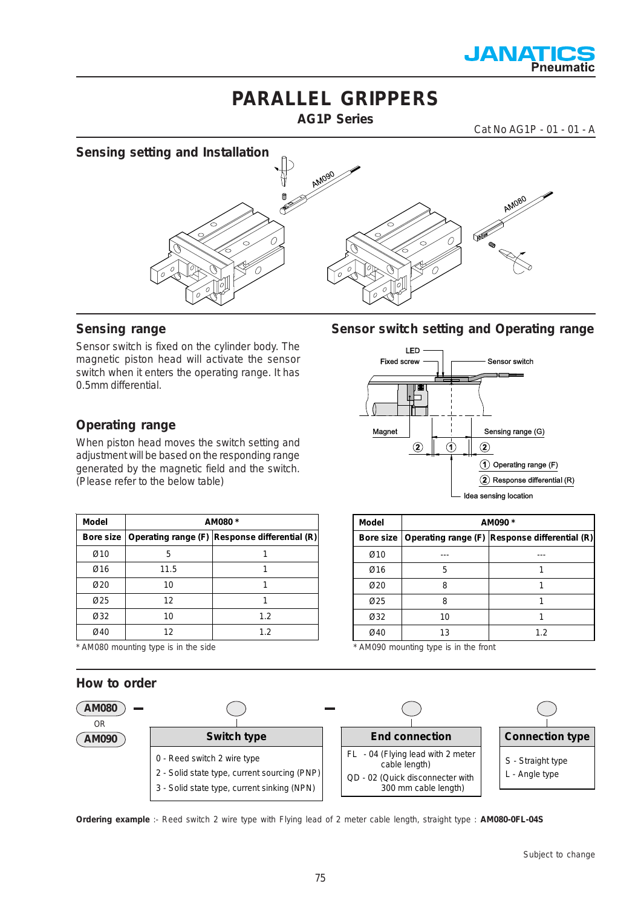# PARALLEL GRIPPERS

## AG1P Series

Cat No AG1P - 01 - 01 - A

## Sensing setting and Installation

AM090

AM080

## Sensing range

Sensor switch is fixed on the cylinder body. The magnetic piston head will activate the sensor switch when it enters the operating range. It has 0.5mm differential.

## Operating range

When piston head moves the switch setting and adjustment will be based on the responding range generated by the magnetic field and the switch. (Please refer to the below table)

## Sensor switch setting and Operating range

LED

Fixed screw

Sensor switch

Magnet

Sensing range (G)

① Operating range (F)

② Response differential (R)

Idea sensing location

| Model | AM080 * | |
|---|---|---|
| Bore size | Operating range (F) | Response differential (R) |
| Ø10 | 5 | 1 |
| Ø16 | 11.5 | 1 |
| Ø20 | 10 | 1 |
| Ø25 | 12 | 1 |
| Ø32 | 10 | 1.2 |
| Ø40 | 12 | 1.2 |

* AM080 mounting type is in the side

| Model | AM090 * | |
|---|---|---|
| Bore size | Operating range (F) | Response differential (R) |
| Ø10 | --- | --- |
| Ø16 | 5 | 1 |
| Ø20 | 8 | 1 |
| Ø25 | 8 | 1 |
| Ø32 | 10 | 1 |
| Ø40 | 13 | 1.2 |

* AM090 mounting type is in the front

## How to order

AM080 OR AM090 – ( ) – ( ) ( )

**Switch type**

- 0 - Reed switch 2 wire type
- 2 - Solid state type, current sourcing (PNP)
- 3 - Solid state type, current sinking (NPN)

**End connection**

- FL - 04 (Flying lead with 2 meter cable length)
- QD - 02 (Quick disconnecter with 300 mm cable length)

**Connection type**

- S - Straight type
- L - Angle type

**Ordering example** :- Reed switch 2 wire type with Flying lead of 2 meter cable length, straight type : **AM080-0FL-04S**

Subject to change